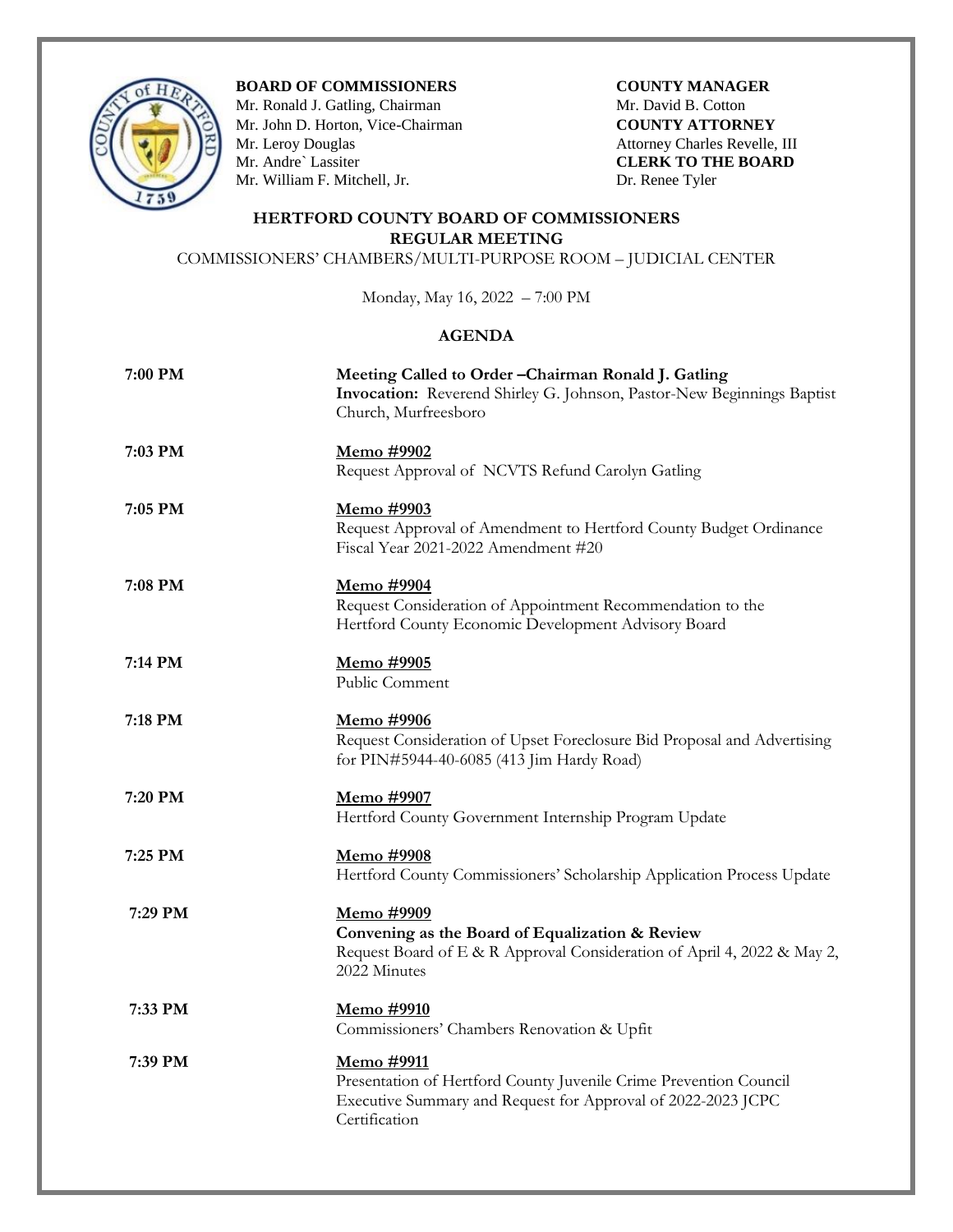**BOARD OF COMMISSIONERS**
Mr. Ronald J. Gatling, Chairman
Mr. John D. Horton, Vice-Chairman
Mr. Leroy Douglas
Mr. Andre` Lassiter
Mr. William F. Mitchell, Jr.

**COUNTY MANAGER**
Mr. David B. Cotton
**COUNTY ATTORNEY**
Attorney Charles Revelle, III
**CLERK TO THE BOARD**
Dr. Renee Tyler

## HERTFORD COUNTY BOARD OF COMMISSIONERS
## REGULAR MEETING

COMMISSIONERS' CHAMBERS/MULTI-PURPOSE ROOM – JUDICIAL CENTER

Monday, May 16, 2022 – 7:00 PM

### AGENDA

| | |
|---|---|
| **7:00 PM** | **Meeting Called to Order –Chairman Ronald J. Gatling**<br>**Invocation:** Reverend Shirley G. Johnson, Pastor-New Beginnings Baptist Church, Murfreesboro |
| **7:03 PM** | **Memo #9902**<br>Request Approval of NCVTS Refund Carolyn Gatling |
| **7:05 PM** | **Memo #9903**<br>Request Approval of Amendment to Hertford County Budget Ordinance Fiscal Year 2021-2022 Amendment #20 |
| **7:08 PM** | **Memo #9904**<br>Request Consideration of Appointment Recommendation to the Hertford County Economic Development Advisory Board |
| **7:14 PM** | **Memo #9905**<br>Public Comment |
| **7:18 PM** | **Memo #9906**<br>Request Consideration of Upset Foreclosure Bid Proposal and Advertising for PIN#5944-40-6085 (413 Jim Hardy Road) |
| **7:20 PM** | **Memo #9907**<br>Hertford County Government Internship Program Update |
| **7:25 PM** | **Memo #9908**<br>Hertford County Commissioners' Scholarship Application Process Update |
| **7:29 PM** | **Memo #9909**<br>**Convening as the Board of Equalization & Review**<br>Request Board of E & R Approval Consideration of April 4, 2022 & May 2, 2022 Minutes |
| **7:33 PM** | **Memo #9910**<br>Commissioners' Chambers Renovation & Upfit |
| **7:39 PM** | **Memo #9911**<br>Presentation of Hertford County Juvenile Crime Prevention Council Executive Summary and Request for Approval of 2022-2023 JCPC Certification |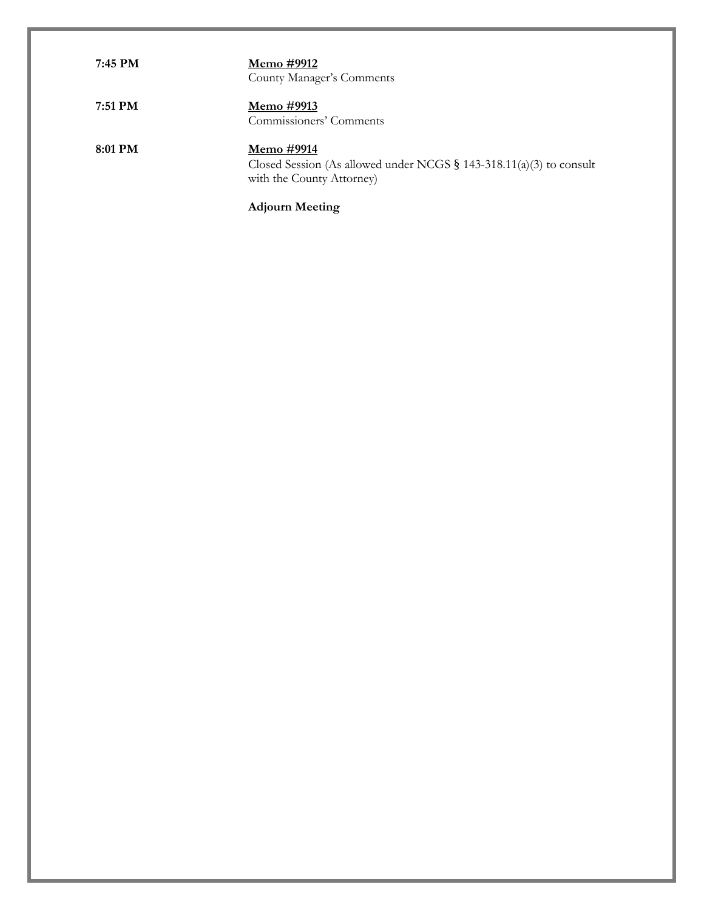| | | |
|---|---|---|
| **7:45 PM** | <u>**Memo #9912**</u><br>County Manager's Comments |
| **7:51 PM** | <u>**Memo #9913**</u><br>Commissioners' Comments |
| **8:01 PM** | <u>**Memo #9914**</u><br>Closed Session (As allowed under NCGS § 143-318.11(a)(3) to consult with the County Attorney) |
| | **Adjourn Meeting** |